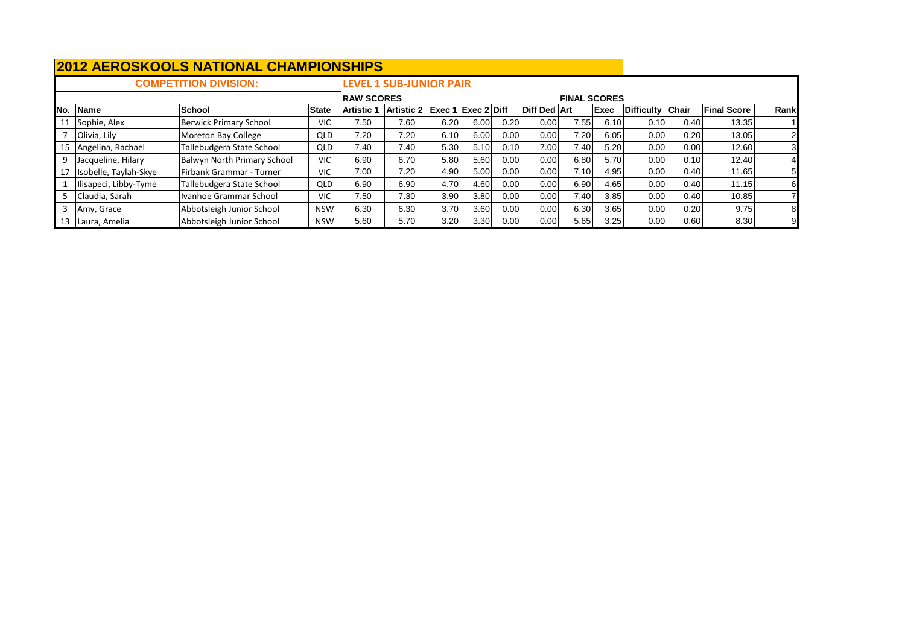# 2012 AEROSKOOLS NATIONAL CHAMPIONSHIPS

**COMPETITION DIVISION:** **LEVEL 1 SUB-JUNIOR PAIR**

| | | | | RAW SCORES | | | | | | FINAL SCORES | | | | | |
|---|---|---|---|---|---|---|---|---|---|---|---|---|---|---|---|
| No. | Name | School | State | Artistic 1 | Artistic 2 | Exec 1 | Exec 2 | Diff | Diff Ded | Art | Exec | Difficulty | Chair | Final Score | Rank |
| 11 | Sophie, Alex | Berwick Primary School | VIC | 7.50 | 7.60 | 6.20 | 6.00 | 0.20 | 0.00 | 7.55 | 6.10 | 0.10 | 0.40 | 13.35 | 1 |
| 7 | Olivia, Lily | Moreton Bay College | QLD | 7.20 | 7.20 | 6.10 | 6.00 | 0.00 | 0.00 | 7.20 | 6.05 | 0.00 | 0.20 | 13.05 | 2 |
| 15 | Angelina, Rachael | Tallebudgera State School | QLD | 7.40 | 7.40 | 5.30 | 5.10 | 0.10 | 7.00 | 7.40 | 5.20 | 0.00 | 0.00 | 12.60 | 3 |
| 9 | Jacqueline, Hilary | Balwyn North Primary School | VIC | 6.90 | 6.70 | 5.80 | 5.60 | 0.00 | 0.00 | 6.80 | 5.70 | 0.00 | 0.10 | 12.40 | 4 |
| 17 | Isobelle, Taylah-Skye | Firbank Grammar - Turner | VIC | 7.00 | 7.20 | 4.90 | 5.00 | 0.00 | 0.00 | 7.10 | 4.95 | 0.00 | 0.40 | 11.65 | 5 |
| 1 | Ilisapeci, Libby-Tyme | Tallebudgera State School | QLD | 6.90 | 6.90 | 4.70 | 4.60 | 0.00 | 0.00 | 6.90 | 4.65 | 0.00 | 0.40 | 11.15 | 6 |
| 5 | Claudia, Sarah | Ivanhoe Grammar School | VIC | 7.50 | 7.30 | 3.90 | 3.80 | 0.00 | 0.00 | 7.40 | 3.85 | 0.00 | 0.40 | 10.85 | 7 |
| 3 | Amy, Grace | Abbotsleigh Junior School | NSW | 6.30 | 6.30 | 3.70 | 3.60 | 0.00 | 0.00 | 6.30 | 3.65 | 0.00 | 0.20 | 9.75 | 8 |
| 13 | Laura, Amelia | Abbotsleigh Junior School | NSW | 5.60 | 5.70 | 3.20 | 3.30 | 0.00 | 0.00 | 5.65 | 3.25 | 0.00 | 0.60 | 8.30 | 9 |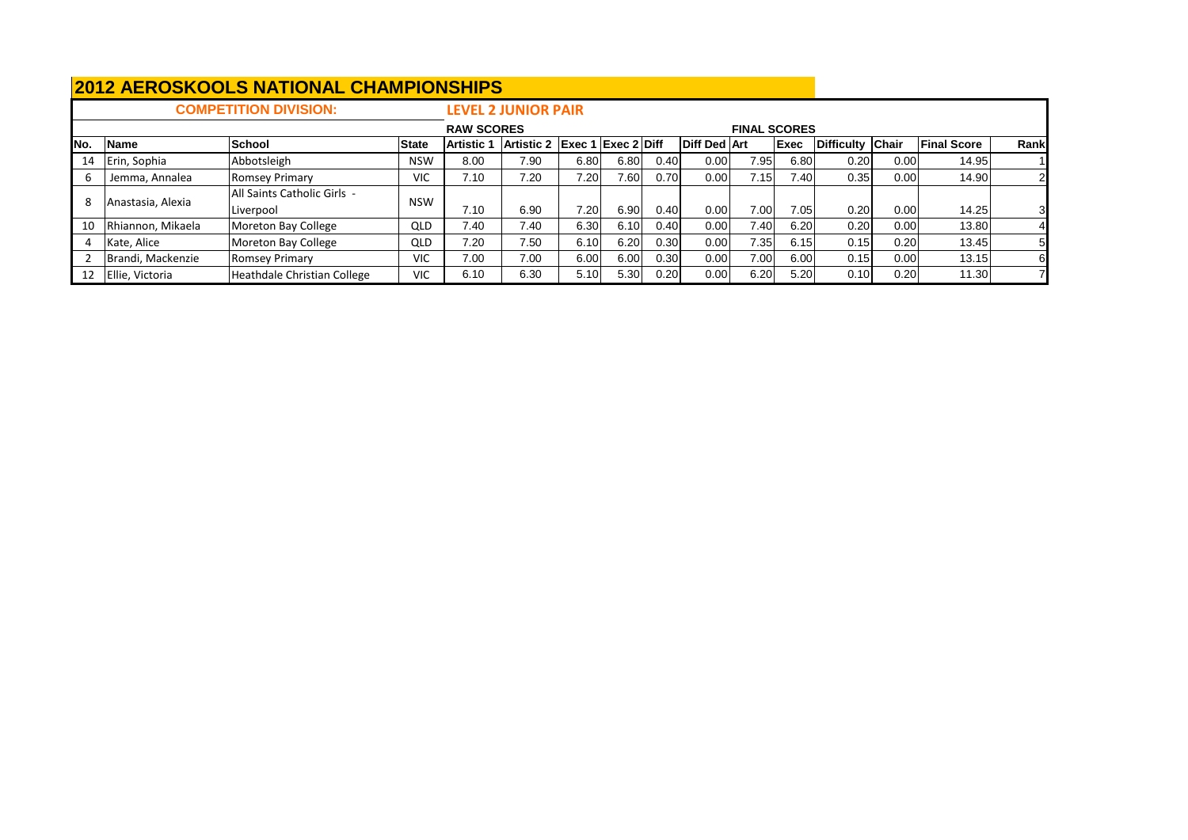# 2012 AEROSKOOLS NATIONAL CHAMPIONSHIPS

**COMPETITION DIVISION:** **LEVEL 2 JUNIOR PAIR**

| | | | | RAW SCORES | | | | | | FINAL SCORES | | | | | |
|---|---|---|---|---|---|---|---|---|---|---|---|---|---|---|---|
| No. | Name | School | State | Artistic 1 | Artistic 2 | Exec 1 | Exec 2 | Diff | Diff Ded | Art | Exec | Difficulty | Chair | Final Score | Rank |
| 14 | Erin, Sophia | Abbotsleigh | NSW | 8.00 | 7.90 | 6.80 | 6.80 | 0.40 | 0.00 | 7.95 | 6.80 | 0.20 | 0.00 | 14.95 | 1 |
| 6 | Jemma, Annalea | Romsey Primary | VIC | 7.10 | 7.20 | 7.20 | 7.60 | 0.70 | 0.00 | 7.15 | 7.40 | 0.35 | 0.00 | 14.90 | 2 |
| 8 | Anastasia, Alexia | All Saints Catholic Girls - Liverpool | NSW | 7.10 | 6.90 | 7.20 | 6.90 | 0.40 | 0.00 | 7.00 | 7.05 | 0.20 | 0.00 | 14.25 | 3 |
| 10 | Rhiannon, Mikaela | Moreton Bay College | QLD | 7.40 | 7.40 | 6.30 | 6.10 | 0.40 | 0.00 | 7.40 | 6.20 | 0.20 | 0.00 | 13.80 | 4 |
| 4 | Kate, Alice | Moreton Bay College | QLD | 7.20 | 7.50 | 6.10 | 6.20 | 0.30 | 0.00 | 7.35 | 6.15 | 0.15 | 0.20 | 13.45 | 5 |
| 2 | Brandi, Mackenzie | Romsey Primary | VIC | 7.00 | 7.00 | 6.00 | 6.00 | 0.30 | 0.00 | 7.00 | 6.00 | 0.15 | 0.00 | 13.15 | 6 |
| 12 | Ellie, Victoria | Heathdale Christian College | VIC | 6.10 | 6.30 | 5.10 | 5.30 | 0.20 | 0.00 | 6.20 | 5.20 | 0.10 | 0.20 | 11.30 | 7 |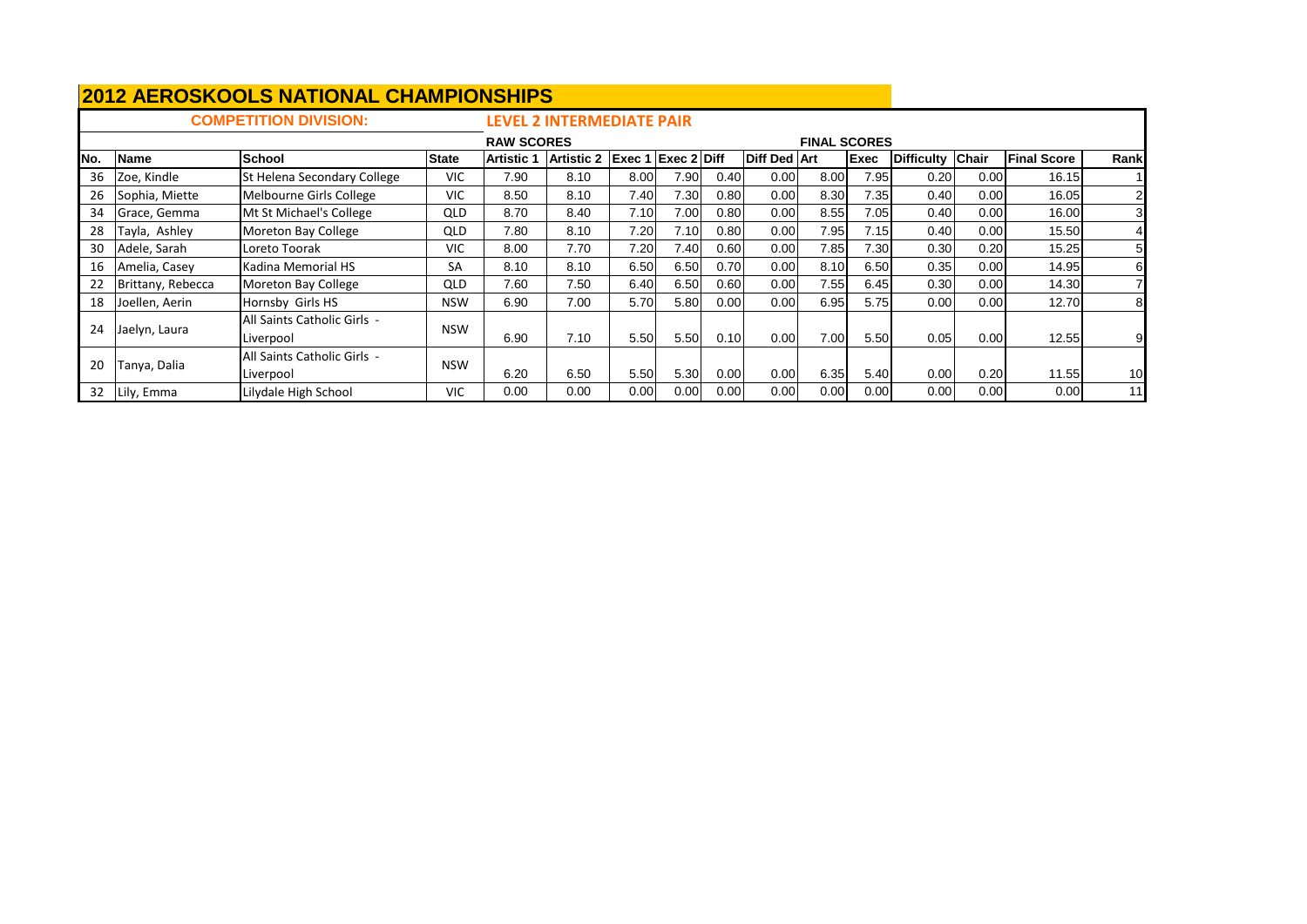# 2012 AEROSKOOLS NATIONAL CHAMPIONSHIPS

**COMPETITION DIVISION:** **LEVEL 2 INTERMEDIATE PAIR**

| | | | | RAW SCORES | | | | | | FINAL SCORES | | | | | |
|---|---|---|---|---|---|---|---|---|---|---|---|---|---|---|---|
| No. | Name | School | State | Artistic 1 | Artistic 2 | Exec 1 | Exec 2 | Diff | Diff Ded | Art | Exec | Difficulty | Chair | Final Score | Rank |
| 36 | Zoe, Kindle | St Helena Secondary College | VIC | 7.90 | 8.10 | 8.00 | 7.90 | 0.40 | 0.00 | 8.00 | 7.95 | 0.20 | 0.00 | 16.15 | 1 |
| 26 | Sophia, Miette | Melbourne Girls College | VIC | 8.50 | 8.10 | 7.40 | 7.30 | 0.80 | 0.00 | 8.30 | 7.35 | 0.40 | 0.00 | 16.05 | 2 |
| 34 | Grace, Gemma | Mt St Michael's College | QLD | 8.70 | 8.40 | 7.10 | 7.00 | 0.80 | 0.00 | 8.55 | 7.05 | 0.40 | 0.00 | 16.00 | 3 |
| 28 | Tayla, Ashley | Moreton Bay College | QLD | 7.80 | 8.10 | 7.20 | 7.10 | 0.80 | 0.00 | 7.95 | 7.15 | 0.40 | 0.00 | 15.50 | 4 |
| 30 | Adele, Sarah | Loreto Toorak | VIC | 8.00 | 7.70 | 7.20 | 7.40 | 0.60 | 0.00 | 7.85 | 7.30 | 0.30 | 0.20 | 15.25 | 5 |
| 16 | Amelia, Casey | Kadina Memorial HS | SA | 8.10 | 8.10 | 6.50 | 6.50 | 0.70 | 0.00 | 8.10 | 6.50 | 0.35 | 0.00 | 14.95 | 6 |
| 22 | Brittany, Rebecca | Moreton Bay College | QLD | 7.60 | 7.50 | 6.40 | 6.50 | 0.60 | 0.00 | 7.55 | 6.45 | 0.30 | 0.00 | 14.30 | 7 |
| 18 | Joellen, Aerin | Hornsby Girls HS | NSW | 6.90 | 7.00 | 5.70 | 5.80 | 0.00 | 0.00 | 6.95 | 5.75 | 0.00 | 0.00 | 12.70 | 8 |
| 24 | Jaelyn, Laura | All Saints Catholic Girls - Liverpool | NSW | 6.90 | 7.10 | 5.50 | 5.50 | 0.10 | 0.00 | 7.00 | 5.50 | 0.05 | 0.00 | 12.55 | 9 |
| 20 | Tanya, Dalia | All Saints Catholic Girls - Liverpool | NSW | 6.20 | 6.50 | 5.50 | 5.30 | 0.00 | 0.00 | 6.35 | 5.40 | 0.00 | 0.20 | 11.55 | 10 |
| 32 | Lily, Emma | Lilydale High School | VIC | 0.00 | 0.00 | 0.00 | 0.00 | 0.00 | 0.00 | 0.00 | 0.00 | 0.00 | 0.00 | 0.00 | 11 |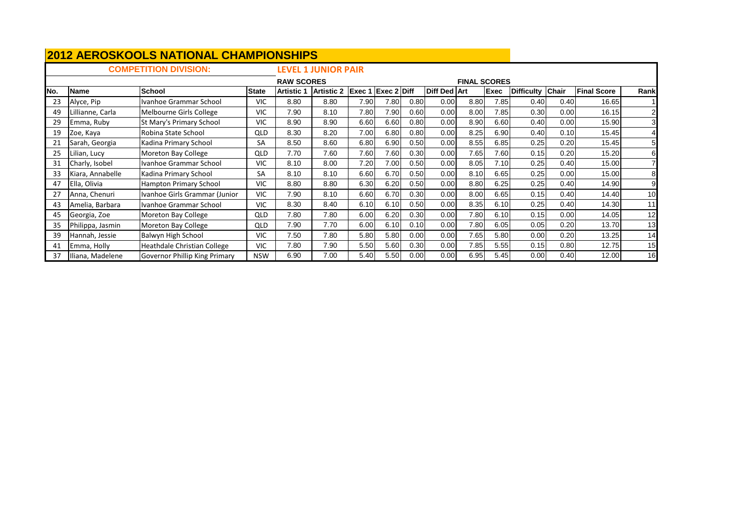# 2012 AEROSKOOLS NATIONAL CHAMPIONSHIPS

**COMPETITION DIVISION:** **LEVEL 1 JUNIOR PAIR**

| | | | | RAW SCORES | | | | | FINAL SCORES | | | | | | |
|---|---|---|---|---|---|---|---|---|---|---|---|---|---|---|---|
| **No.** | **Name** | **School** | **State** | **Artistic 1** | **Artistic 2** | **Exec 1** | **Exec 2** | **Diff** | **Diff Ded** | **Art** | **Exec** | **Difficulty** | **Chair** | **Final Score** | **Rank** |
| 23 | Alyce, Pip | Ivanhoe Grammar School | VIC | 8.80 | 8.80 | 7.90 | 7.80 | 0.80 | 0.00 | 8.80 | 7.85 | 0.40 | 0.40 | 16.65 | 1 |
| 49 | Lillianne, Carla | Melbourne Girls College | VIC | 7.90 | 8.10 | 7.80 | 7.90 | 0.60 | 0.00 | 8.00 | 7.85 | 0.30 | 0.00 | 16.15 | 2 |
| 29 | Emma, Ruby | St Mary's Primary School | VIC | 8.90 | 8.90 | 6.60 | 6.60 | 0.80 | 0.00 | 8.90 | 6.60 | 0.40 | 0.00 | 15.90 | 3 |
| 19 | Zoe, Kaya | Robina State School | QLD | 8.30 | 8.20 | 7.00 | 6.80 | 0.80 | 0.00 | 8.25 | 6.90 | 0.40 | 0.10 | 15.45 | 4 |
| 21 | Sarah, Georgia | Kadina Primary School | SA | 8.50 | 8.60 | 6.80 | 6.90 | 0.50 | 0.00 | 8.55 | 6.85 | 0.25 | 0.20 | 15.45 | 5 |
| 25 | Lilian, Lucy | Moreton Bay College | QLD | 7.70 | 7.60 | 7.60 | 7.60 | 0.30 | 0.00 | 7.65 | 7.60 | 0.15 | 0.20 | 15.20 | 6 |
| 31 | Charly, Isobel | Ivanhoe Grammar School | VIC | 8.10 | 8.00 | 7.20 | 7.00 | 0.50 | 0.00 | 8.05 | 7.10 | 0.25 | 0.40 | 15.00 | 7 |
| 33 | Kiara, Annabelle | Kadina Primary School | SA | 8.10 | 8.10 | 6.60 | 6.70 | 0.50 | 0.00 | 8.10 | 6.65 | 0.25 | 0.00 | 15.00 | 8 |
| 47 | Ella, Olivia | Hampton Primary School | VIC | 8.80 | 8.80 | 6.30 | 6.20 | 0.50 | 0.00 | 8.80 | 6.25 | 0.25 | 0.40 | 14.90 | 9 |
| 27 | Anna, Chenuri | Ivanhoe Girls Grammar (Junior | VIC | 7.90 | 8.10 | 6.60 | 6.70 | 0.30 | 0.00 | 8.00 | 6.65 | 0.15 | 0.40 | 14.40 | 10 |
| 43 | Amelia, Barbara | Ivanhoe Grammar School | VIC | 8.30 | 8.40 | 6.10 | 6.10 | 0.50 | 0.00 | 8.35 | 6.10 | 0.25 | 0.40 | 14.30 | 11 |
| 45 | Georgia, Zoe | Moreton Bay College | QLD | 7.80 | 7.80 | 6.00 | 6.20 | 0.30 | 0.00 | 7.80 | 6.10 | 0.15 | 0.00 | 14.05 | 12 |
| 35 | Philippa, Jasmin | Moreton Bay College | QLD | 7.90 | 7.70 | 6.00 | 6.10 | 0.10 | 0.00 | 7.80 | 6.05 | 0.05 | 0.20 | 13.70 | 13 |
| 39 | Hannah, Jessie | Balwyn High School | VIC | 7.50 | 7.80 | 5.80 | 5.80 | 0.00 | 0.00 | 7.65 | 5.80 | 0.00 | 0.20 | 13.25 | 14 |
| 41 | Emma, Holly | Heathdale Christian College | VIC | 7.80 | 7.90 | 5.50 | 5.60 | 0.30 | 0.00 | 7.85 | 5.55 | 0.15 | 0.80 | 12.75 | 15 |
| 37 | Iliana, Madelene | Governor Phillip King Primary | NSW | 6.90 | 7.00 | 5.40 | 5.50 | 0.00 | 0.00 | 6.95 | 5.45 | 0.00 | 0.40 | 12.00 | 16 |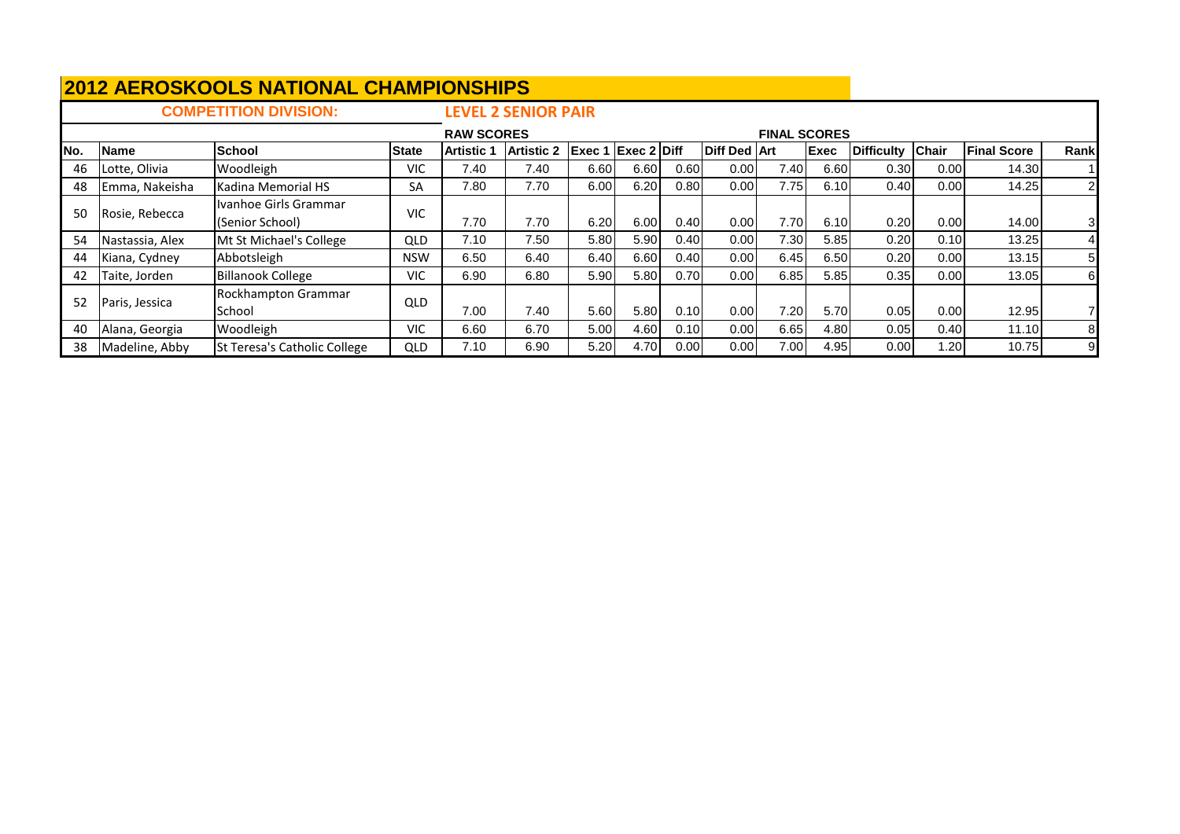# 2012 AEROSKOOLS NATIONAL CHAMPIONSHIPS

**COMPETITION DIVISION:** **LEVEL 2 SENIOR PAIR**

| | | | | RAW SCORES | | | | | | FINAL SCORES | | | | | |
|---|---|---|---|---|---|---|---|---|---|---|---|---|---|---|---|
| **No.** | **Name** | **School** | **State** | **Artistic 1** | **Artistic 2** | **Exec 1** | **Exec 2** | **Diff** | **Diff Ded** | **Art** | **Exec** | **Difficulty** | **Chair** | **Final Score** | **Rank** |
| 46 | Lotte, Olivia | Woodleigh | VIC | 7.40 | 7.40 | 6.60 | 6.60 | 0.60 | 0.00 | 7.40 | 6.60 | 0.30 | 0.00 | 14.30 | 1 |
| 48 | Emma, Nakeisha | Kadina Memorial HS | SA | 7.80 | 7.70 | 6.00 | 6.20 | 0.80 | 0.00 | 7.75 | 6.10 | 0.40 | 0.00 | 14.25 | 2 |
| 50 | Rosie, Rebecca | Ivanhoe Girls Grammar (Senior School) | VIC | 7.70 | 7.70 | 6.20 | 6.00 | 0.40 | 0.00 | 7.70 | 6.10 | 0.20 | 0.00 | 14.00 | 3 |
| 54 | Nastassia, Alex | Mt St Michael's College | QLD | 7.10 | 7.50 | 5.80 | 5.90 | 0.40 | 0.00 | 7.30 | 5.85 | 0.20 | 0.10 | 13.25 | 4 |
| 44 | Kiana, Cydney | Abbotsleigh | NSW | 6.50 | 6.40 | 6.40 | 6.60 | 0.40 | 0.00 | 6.45 | 6.50 | 0.20 | 0.00 | 13.15 | 5 |
| 42 | Taite, Jorden | Billanook College | VIC | 6.90 | 6.80 | 5.90 | 5.80 | 0.70 | 0.00 | 6.85 | 5.85 | 0.35 | 0.00 | 13.05 | 6 |
| 52 | Paris, Jessica | Rockhampton Grammar School | QLD | 7.00 | 7.40 | 5.60 | 5.80 | 0.10 | 0.00 | 7.20 | 5.70 | 0.05 | 0.00 | 12.95 | 7 |
| 40 | Alana, Georgia | Woodleigh | VIC | 6.60 | 6.70 | 5.00 | 4.60 | 0.10 | 0.00 | 6.65 | 4.80 | 0.05 | 0.40 | 11.10 | 8 |
| 38 | Madeline, Abby | St Teresa's Catholic College | QLD | 7.10 | 6.90 | 5.20 | 4.70 | 0.00 | 0.00 | 7.00 | 4.95 | 0.00 | 1.20 | 10.75 | 9 |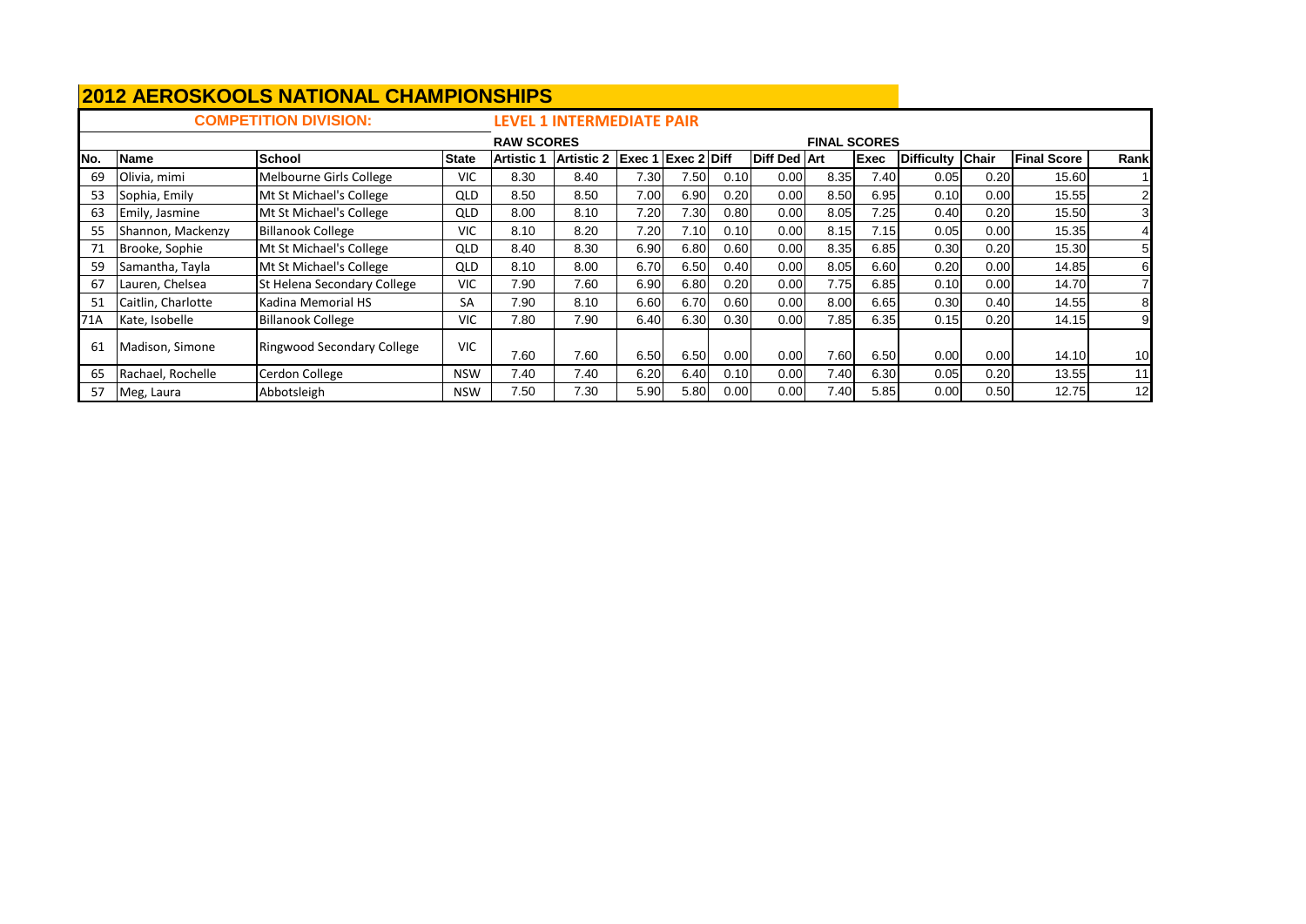# 2012 AEROSKOOLS NATIONAL CHAMPIONSHIPS

**COMPETITION DIVISION:** **LEVEL 1 INTERMEDIATE PAIR**

| | | | | RAW SCORES | | | | | | FINAL SCORES | | | | | |
|---|---|---|---|---|---|---|---|---|---|---|---|---|---|---|---|
| **No.** | **Name** | **School** | **State** | **Artistic 1** | **Artistic 2** | **Exec 1** | **Exec 2** | **Diff** | **Diff Ded** | **Art** | **Exec** | **Difficulty** | **Chair** | **Final Score** | **Rank** |
| 69 | Olivia, mimi | Melbourne Girls College | VIC | 8.30 | 8.40 | 7.30 | 7.50 | 0.10 | 0.00 | 8.35 | 7.40 | 0.05 | 0.20 | 15.60 | 1 |
| 53 | Sophia, Emily | Mt St Michael's College | QLD | 8.50 | 8.50 | 7.00 | 6.90 | 0.20 | 0.00 | 8.50 | 6.95 | 0.10 | 0.00 | 15.55 | 2 |
| 63 | Emily, Jasmine | Mt St Michael's College | QLD | 8.00 | 8.10 | 7.20 | 7.30 | 0.80 | 0.00 | 8.05 | 7.25 | 0.40 | 0.20 | 15.50 | 3 |
| 55 | Shannon, Mackenzy | Billanook College | VIC | 8.10 | 8.20 | 7.20 | 7.10 | 0.10 | 0.00 | 8.15 | 7.15 | 0.05 | 0.00 | 15.35 | 4 |
| 71 | Brooke, Sophie | Mt St Michael's College | QLD | 8.40 | 8.30 | 6.90 | 6.80 | 0.60 | 0.00 | 8.35 | 6.85 | 0.30 | 0.20 | 15.30 | 5 |
| 59 | Samantha, Tayla | Mt St Michael's College | QLD | 8.10 | 8.00 | 6.70 | 6.50 | 0.40 | 0.00 | 8.05 | 6.60 | 0.20 | 0.00 | 14.85 | 6 |
| 67 | Lauren, Chelsea | St Helena Secondary College | VIC | 7.90 | 7.60 | 6.90 | 6.80 | 0.20 | 0.00 | 7.75 | 6.85 | 0.10 | 0.00 | 14.70 | 7 |
| 51 | Caitlin, Charlotte | Kadina Memorial HS | SA | 7.90 | 8.10 | 6.60 | 6.70 | 0.60 | 0.00 | 8.00 | 6.65 | 0.30 | 0.40 | 14.55 | 8 |
| 71A | Kate, Isobelle | Billanook College | VIC | 7.80 | 7.90 | 6.40 | 6.30 | 0.30 | 0.00 | 7.85 | 6.35 | 0.15 | 0.20 | 14.15 | 9 |
| 61 | Madison, Simone | Ringwood Secondary College | VIC | 7.60 | 7.60 | 6.50 | 6.50 | 0.00 | 0.00 | 7.60 | 6.50 | 0.00 | 0.00 | 14.10 | 10 |
| 65 | Rachael, Rochelle | Cerdon College | NSW | 7.40 | 7.40 | 6.20 | 6.40 | 0.10 | 0.00 | 7.40 | 6.30 | 0.05 | 0.20 | 13.55 | 11 |
| 57 | Meg, Laura | Abbotsleigh | NSW | 7.50 | 7.30 | 5.90 | 5.80 | 0.00 | 0.00 | 7.40 | 5.85 | 0.00 | 0.50 | 12.75 | 12 |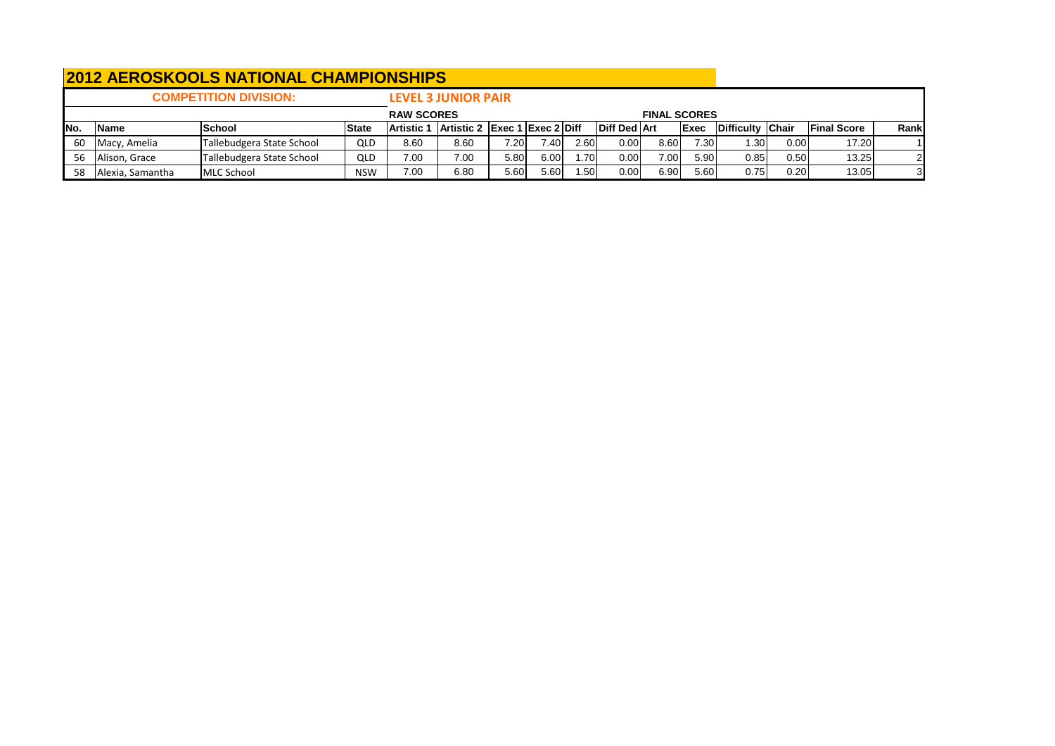# 2012 AEROSKOOLS NATIONAL CHAMPIONSHIPS

| COMPETITION DIVISION: | | | | LEVEL 3 JUNIOR PAIR | | | | | | | | | | | |
|---|---|---|---|---|---|---|---|---|---|---|---|---|---|---|---|
| | | | | RAW SCORES | | | | | | FINAL SCORES | | | | | |
| No. | Name | School | State | Artistic 1 | Artistic 2 | Exec 1 | Exec 2 | Diff | Diff Ded | Art | Exec | Difficulty | Chair | Final Score | Rank |
| 60 | Macy, Amelia | Tallebudgera State School | QLD | 8.60 | 8.60 | 7.20 | 7.40 | 2.60 | 0.00 | 8.60 | 7.30 | 1.30 | 0.00 | 17.20 | 1 |
| 56 | Alison, Grace | Tallebudgera State School | QLD | 7.00 | 7.00 | 5.80 | 6.00 | 1.70 | 0.00 | 7.00 | 5.90 | 0.85 | 0.50 | 13.25 | 2 |
| 58 | Alexia, Samantha | MLC School | NSW | 7.00 | 6.80 | 5.60 | 5.60 | 1.50 | 0.00 | 6.90 | 5.60 | 0.75 | 0.20 | 13.05 | 3 |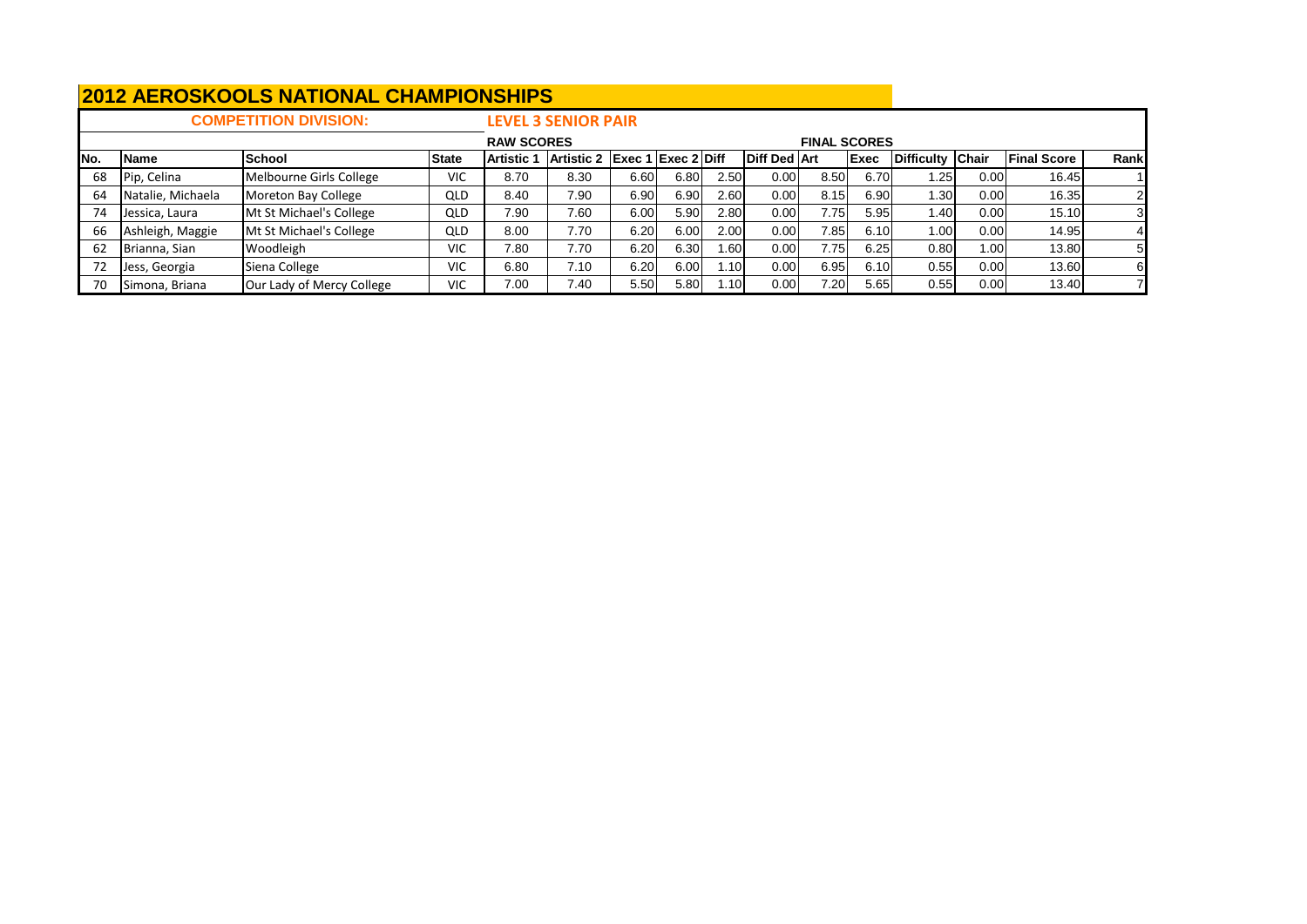## 2012 AEROSKOOLS NATIONAL CHAMPIONSHIPS

**COMPETITION DIVISION:** **LEVEL 3 SENIOR PAIR**

| | | | | RAW SCORES | | | | | | FINAL SCORES | | | | | |
|---|---|---|---|---|---|---|---|---|---|---|---|---|---|---|---|
| No. | Name | School | State | Artistic 1 | Artistic 2 | Exec 1 | Exec 2 | Diff | Diff Ded | Art | Exec | Difficulty | Chair | Final Score | Rank |
| 68 | Pip, Celina | Melbourne Girls College | VIC | 8.70 | 8.30 | 6.60 | 6.80 | 2.50 | 0.00 | 8.50 | 6.70 | 1.25 | 0.00 | 16.45 | 1 |
| 64 | Natalie, Michaela | Moreton Bay College | QLD | 8.40 | 7.90 | 6.90 | 6.90 | 2.60 | 0.00 | 8.15 | 6.90 | 1.30 | 0.00 | 16.35 | 2 |
| 74 | Jessica, Laura | Mt St Michael's College | QLD | 7.90 | 7.60 | 6.00 | 5.90 | 2.80 | 0.00 | 7.75 | 5.95 | 1.40 | 0.00 | 15.10 | 3 |
| 66 | Ashleigh, Maggie | Mt St Michael's College | QLD | 8.00 | 7.70 | 6.20 | 6.00 | 2.00 | 0.00 | 7.85 | 6.10 | 1.00 | 0.00 | 14.95 | 4 |
| 62 | Brianna, Sian | Woodleigh | VIC | 7.80 | 7.70 | 6.20 | 6.30 | 1.60 | 0.00 | 7.75 | 6.25 | 0.80 | 1.00 | 13.80 | 5 |
| 72 | Jess, Georgia | Siena College | VIC | 6.80 | 7.10 | 6.20 | 6.00 | 1.10 | 0.00 | 6.95 | 6.10 | 0.55 | 0.00 | 13.60 | 6 |
| 70 | Simona, Briana | Our Lady of Mercy College | VIC | 7.00 | 7.40 | 5.50 | 5.80 | 1.10 | 0.00 | 7.20 | 5.65 | 0.55 | 0.00 | 13.40 | 7 |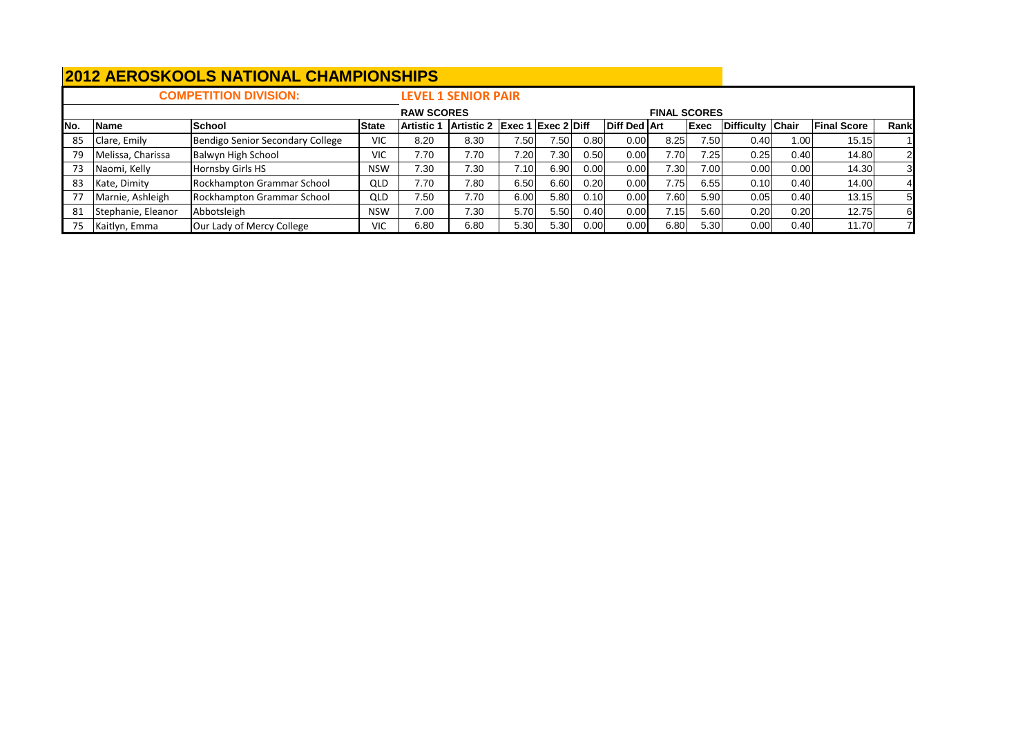# 2012 AEROSKOOLS NATIONAL CHAMPIONSHIPS

**COMPETITION DIVISION:** **LEVEL 1 SENIOR PAIR**

| | | | | RAW SCORES | | | | | FINAL SCORES | | | | | | |
|---|---|---|---|---|---|---|---|---|---|---|---|---|---|---|---|
| **No.** | **Name** | **School** | **State** | **Artistic 1** | **Artistic 2** | **Exec 1** | **Exec 2** | **Diff** | **Diff Ded** | **Art** | **Exec** | **Difficulty** | **Chair** | **Final Score** | **Rank** |
| 85 | Clare, Emily | Bendigo Senior Secondary College | VIC | 8.20 | 8.30 | 7.50 | 7.50 | 0.80 | 0.00 | 8.25 | 7.50 | 0.40 | 1.00 | 15.15 | 1 |
| 79 | Melissa, Charissa | Balwyn High School | VIC | 7.70 | 7.70 | 7.20 | 7.30 | 0.50 | 0.00 | 7.70 | 7.25 | 0.25 | 0.40 | 14.80 | 2 |
| 73 | Naomi, Kelly | Hornsby Girls HS | NSW | 7.30 | 7.30 | 7.10 | 6.90 | 0.00 | 0.00 | 7.30 | 7.00 | 0.00 | 0.00 | 14.30 | 3 |
| 83 | Kate, Dimity | Rockhampton Grammar School | QLD | 7.70 | 7.80 | 6.50 | 6.60 | 0.20 | 0.00 | 7.75 | 6.55 | 0.10 | 0.40 | 14.00 | 4 |
| 77 | Marnie, Ashleigh | Rockhampton Grammar School | QLD | 7.50 | 7.70 | 6.00 | 5.80 | 0.10 | 0.00 | 7.60 | 5.90 | 0.05 | 0.40 | 13.15 | 5 |
| 81 | Stephanie, Eleanor | Abbotsleigh | NSW | 7.00 | 7.30 | 5.70 | 5.50 | 0.40 | 0.00 | 7.15 | 5.60 | 0.20 | 0.20 | 12.75 | 6 |
| 75 | Kaitlyn, Emma | Our Lady of Mercy College | VIC | 6.80 | 6.80 | 5.30 | 5.30 | 0.00 | 0.00 | 6.80 | 5.30 | 0.00 | 0.40 | 11.70 | 7 |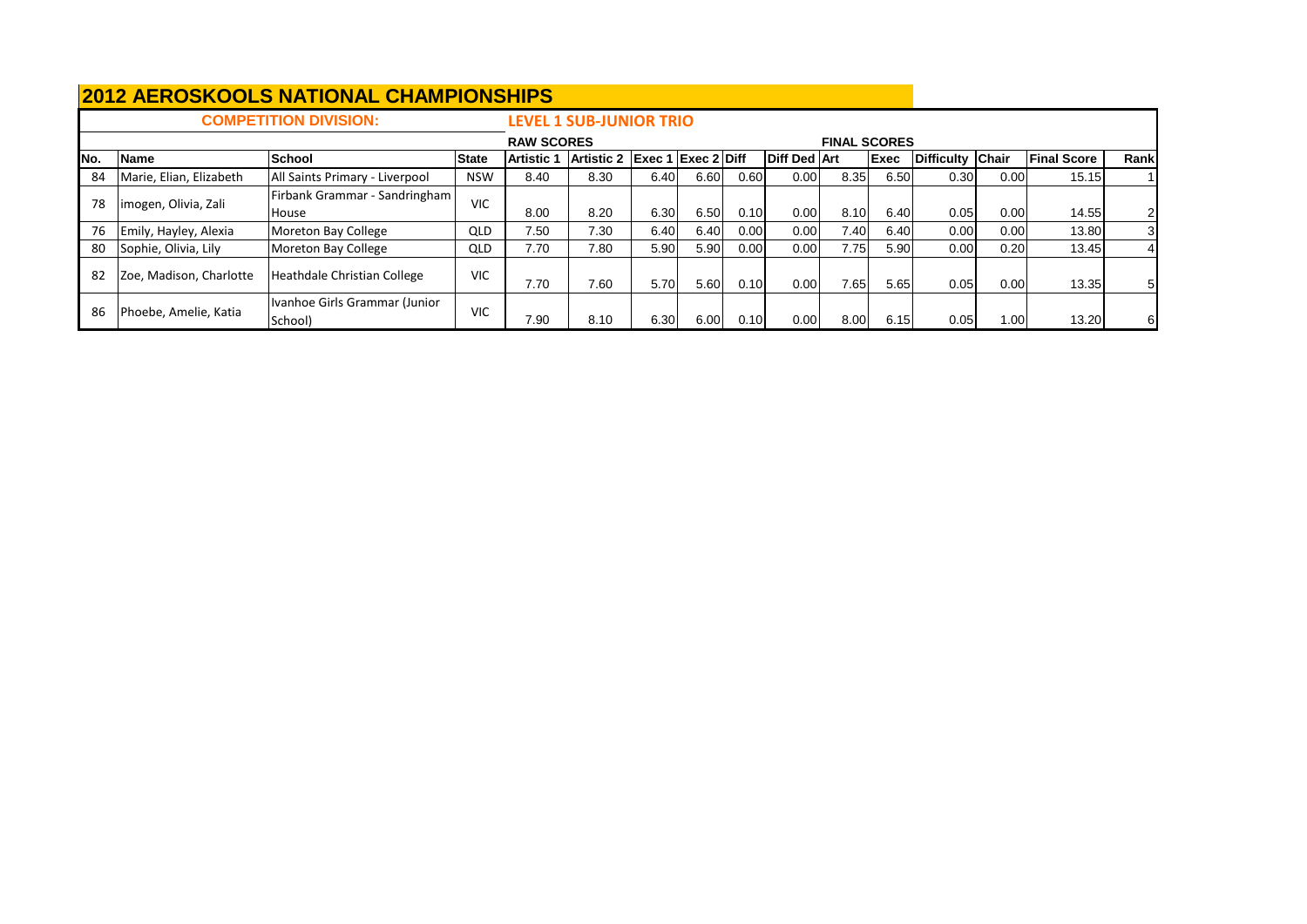# 2012 AEROSKOOLS NATIONAL CHAMPIONSHIPS

**COMPETITION DIVISION:** **LEVEL 1 SUB-JUNIOR TRIO**

| | | | | RAW SCORES | | | | | FINAL SCORES | | | | | | |
|---|---|---|---|---|---|---|---|---|---|---|---|---|---|---|---|
| **No.** | **Name** | **School** | **State** | **Artistic 1** | **Artistic 2** | **Exec 1** | **Exec 2** | **Diff** | **Diff Ded** | **Art** | **Exec** | **Difficulty** | **Chair** | **Final Score** | **Rank** |
| 84 | Marie, Elian, Elizabeth | All Saints Primary - Liverpool | NSW | 8.40 | 8.30 | 6.40 | 6.60 | 0.60 | 0.00 | 8.35 | 6.50 | 0.30 | 0.00 | 15.15 | 1 |
| 78 | imogen, Olivia, Zali | Firbank Grammar - Sandringham House | VIC | 8.00 | 8.20 | 6.30 | 6.50 | 0.10 | 0.00 | 8.10 | 6.40 | 0.05 | 0.00 | 14.55 | 2 |
| 76 | Emily, Hayley, Alexia | Moreton Bay College | QLD | 7.50 | 7.30 | 6.40 | 6.40 | 0.00 | 0.00 | 7.40 | 6.40 | 0.00 | 0.00 | 13.80 | 3 |
| 80 | Sophie, Olivia, Lily | Moreton Bay College | QLD | 7.70 | 7.80 | 5.90 | 5.90 | 0.00 | 0.00 | 7.75 | 5.90 | 0.00 | 0.20 | 13.45 | 4 |
| 82 | Zoe, Madison, Charlotte | Heathdale Christian College | VIC | 7.70 | 7.60 | 5.70 | 5.60 | 0.10 | 0.00 | 7.65 | 5.65 | 0.05 | 0.00 | 13.35 | 5 |
| 86 | Phoebe, Amelie, Katia | Ivanhoe Girls Grammar (Junior School) | VIC | 7.90 | 8.10 | 6.30 | 6.00 | 0.10 | 0.00 | 8.00 | 6.15 | 0.05 | 1.00 | 13.20 | 6 |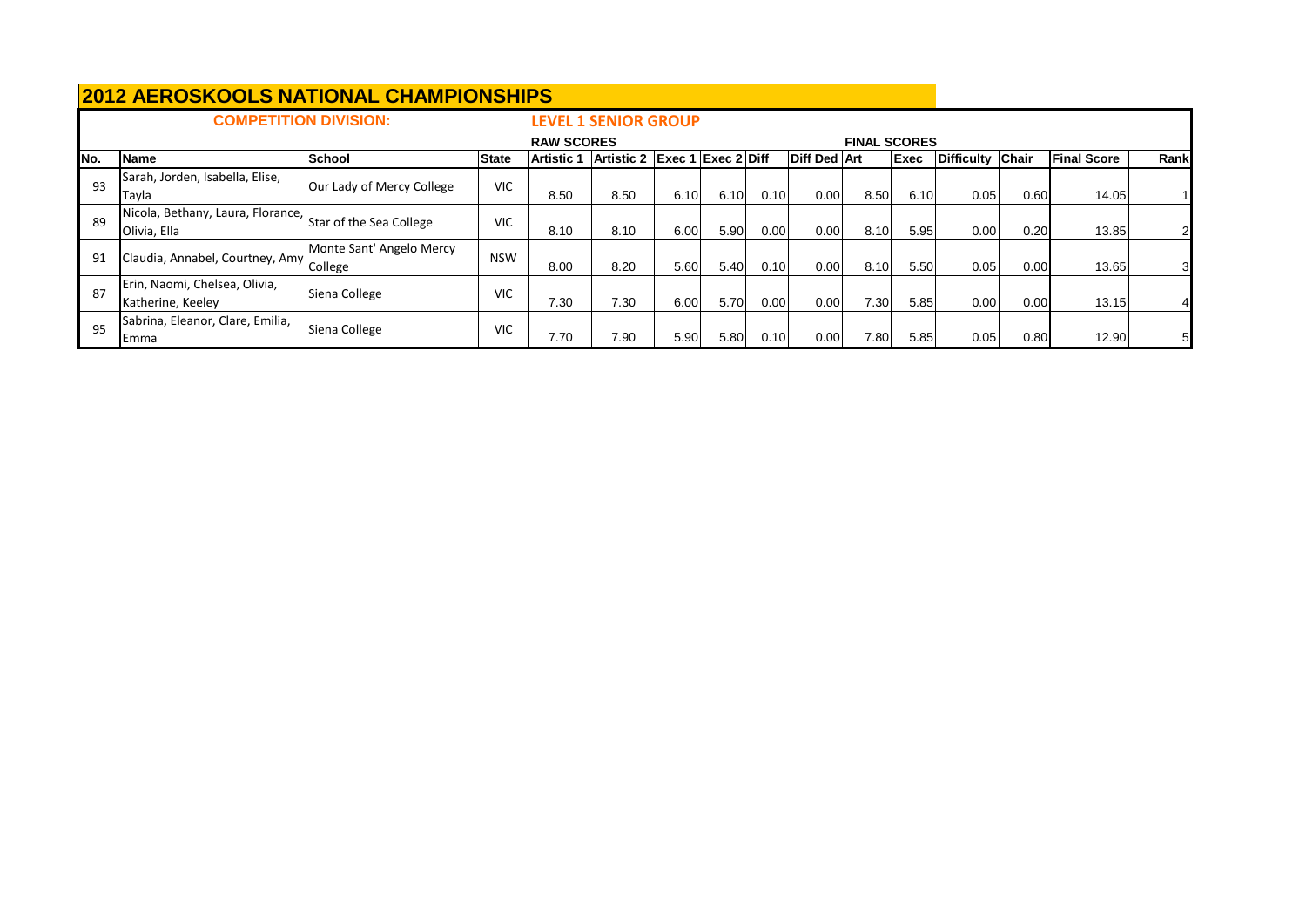# 2012 AEROSKOOLS NATIONAL CHAMPIONSHIPS

**COMPETITION DIVISION:** **LEVEL 1 SENIOR GROUP**

| | | | | RAW SCORES | | | | | | FINAL SCORES | | | | | |
|---|---|---|---|---|---|---|---|---|---|---|---|---|---|---|---|
| **No.** | **Name** | **School** | **State** | **Artistic 1** | **Artistic 2** | **Exec 1** | **Exec 2** | **Diff** | **Diff Ded** | **Art** | **Exec** | **Difficulty** | **Chair** | **Final Score** | **Rank** |
| 93 | Sarah, Jorden, Isabella, Elise, Tayla | Our Lady of Mercy College | VIC | 8.50 | 8.50 | 6.10 | 6.10 | 0.10 | 0.00 | 8.50 | 6.10 | 0.05 | 0.60 | 14.05 | 1 |
| 89 | Nicola, Bethany, Laura, Florance, Olivia, Ella | Star of the Sea College | VIC | 8.10 | 8.10 | 6.00 | 5.90 | 0.00 | 0.00 | 8.10 | 5.95 | 0.00 | 0.20 | 13.85 | 2 |
| 91 | Claudia, Annabel, Courtney, Amy | Monte Sant' Angelo Mercy College | NSW | 8.00 | 8.20 | 5.60 | 5.40 | 0.10 | 0.00 | 8.10 | 5.50 | 0.05 | 0.00 | 13.65 | 3 |
| 87 | Erin, Naomi, Chelsea, Olivia, Katherine, Keeley | Siena College | VIC | 7.30 | 7.30 | 6.00 | 5.70 | 0.00 | 0.00 | 7.30 | 5.85 | 0.00 | 0.00 | 13.15 | 4 |
| 95 | Sabrina, Eleanor, Clare, Emilia, Emma | Siena College | VIC | 7.70 | 7.90 | 5.90 | 5.80 | 0.10 | 0.00 | 7.80 | 5.85 | 0.05 | 0.80 | 12.90 | 5 |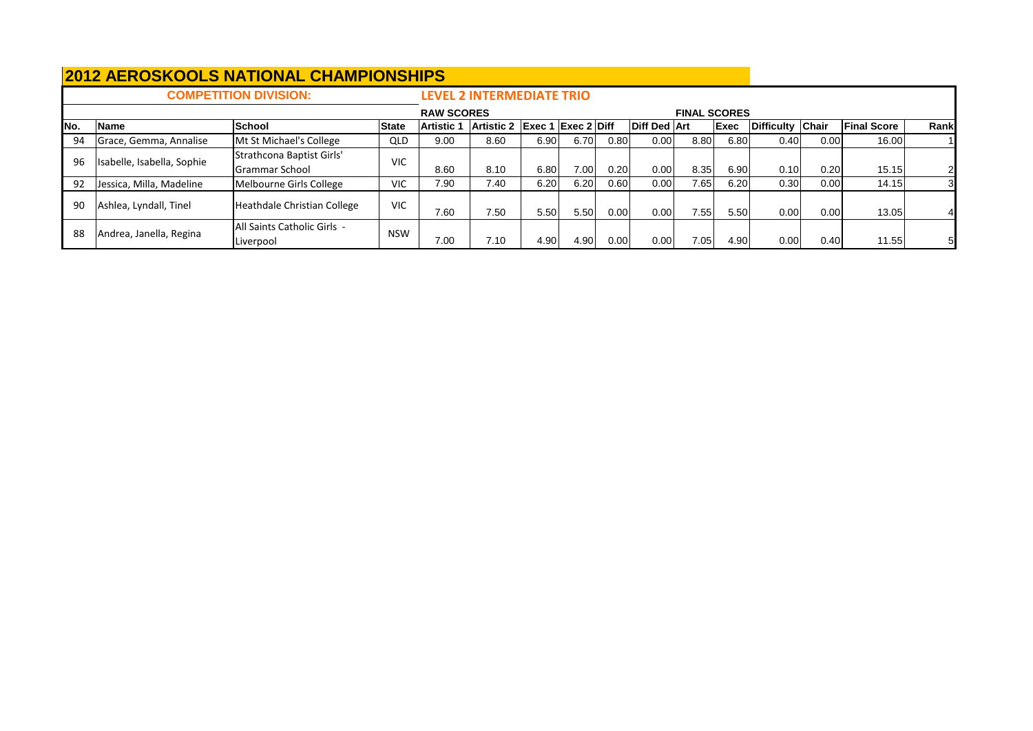## 2012 AEROSKOOLS NATIONAL CHAMPIONSHIPS

**COMPETITION DIVISION:** **LEVEL 2 INTERMEDIATE TRIO**

| | | | | RAW SCORES | | | | | | FINAL SCORES | | | | | |
|---|---|---|---|---|---|---|---|---|---|---|---|---|---|---|---|
| No. | Name | School | State | Artistic 1 | Artistic 2 | Exec 1 | Exec 2 | Diff | Diff Ded | Art | Exec | Difficulty | Chair | Final Score | Rank |
| 94 | Grace, Gemma, Annalise | Mt St Michael's College | QLD | 9.00 | 8.60 | 6.90 | 6.70 | 0.80 | 0.00 | 8.80 | 6.80 | 0.40 | 0.00 | 16.00 | 1 |
| 96 | Isabelle, Isabella, Sophie | Strathcona Baptist Girls' Grammar School | VIC | 8.60 | 8.10 | 6.80 | 7.00 | 0.20 | 0.00 | 8.35 | 6.90 | 0.10 | 0.20 | 15.15 | 2 |
| 92 | Jessica, Milla, Madeline | Melbourne Girls College | VIC | 7.90 | 7.40 | 6.20 | 6.20 | 0.60 | 0.00 | 7.65 | 6.20 | 0.30 | 0.00 | 14.15 | 3 |
| 90 | Ashlea, Lyndall, Tinel | Heathdale Christian College | VIC | 7.60 | 7.50 | 5.50 | 5.50 | 0.00 | 0.00 | 7.55 | 5.50 | 0.00 | 0.00 | 13.05 | 4 |
| 88 | Andrea, Janella, Regina | All Saints Catholic Girls - Liverpool | NSW | 7.00 | 7.10 | 4.90 | 4.90 | 0.00 | 0.00 | 7.05 | 4.90 | 0.00 | 0.40 | 11.55 | 5 |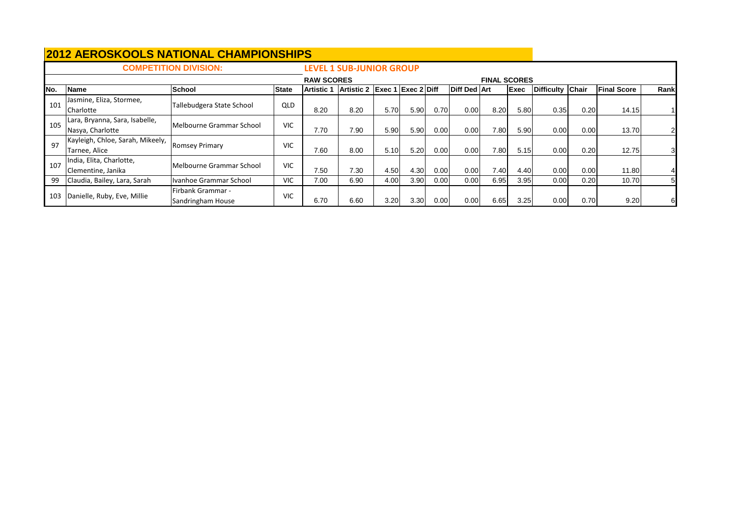# 2012 AEROSKOOLS NATIONAL CHAMPIONSHIPS

**COMPETITION DIVISION:** **LEVEL 1 SUB-JUNIOR GROUP**

| | | | | RAW SCORES | | | | | | FINAL SCORES | | | | | |
|---|---|---|---|---|---|---|---|---|---|---|---|---|---|---|---|
| No. | Name | School | State | Artistic 1 | Artistic 2 | Exec 1 | Exec 2 | Diff | Diff Ded | Art | Exec | Difficulty | Chair | Final Score | Rank |
| 101 | Jasmine, Eliza, Stormee, Charlotte | Tallebudgera State School | QLD | 8.20 | 8.20 | 5.70 | 5.90 | 0.70 | 0.00 | 8.20 | 5.80 | 0.35 | 0.20 | 14.15 | 1 |
| 105 | Lara, Bryanna, Sara, Isabelle, Nasya, Charlotte | Melbourne Grammar School | VIC | 7.70 | 7.90 | 5.90 | 5.90 | 0.00 | 0.00 | 7.80 | 5.90 | 0.00 | 0.00 | 13.70 | 2 |
| 97 | Kayleigh, Chloe, Sarah, Mikeely, Tarnee, Alice | Romsey Primary | VIC | 7.60 | 8.00 | 5.10 | 5.20 | 0.00 | 0.00 | 7.80 | 5.15 | 0.00 | 0.20 | 12.75 | 3 |
| 107 | India, Elita, Charlotte, Clementine, Janika | Melbourne Grammar School | VIC | 7.50 | 7.30 | 4.50 | 4.30 | 0.00 | 0.00 | 7.40 | 4.40 | 0.00 | 0.00 | 11.80 | 4 |
| 99 | Claudia, Bailey, Lara, Sarah | Ivanhoe Grammar School | VIC | 7.00 | 6.90 | 4.00 | 3.90 | 0.00 | 0.00 | 6.95 | 3.95 | 0.00 | 0.20 | 10.70 | 5 |
| 103 | Danielle, Ruby, Eve, Millie | Firbank Grammar - Sandringham House | VIC | 6.70 | 6.60 | 3.20 | 3.30 | 0.00 | 0.00 | 6.65 | 3.25 | 0.00 | 0.70 | 9.20 | 6 |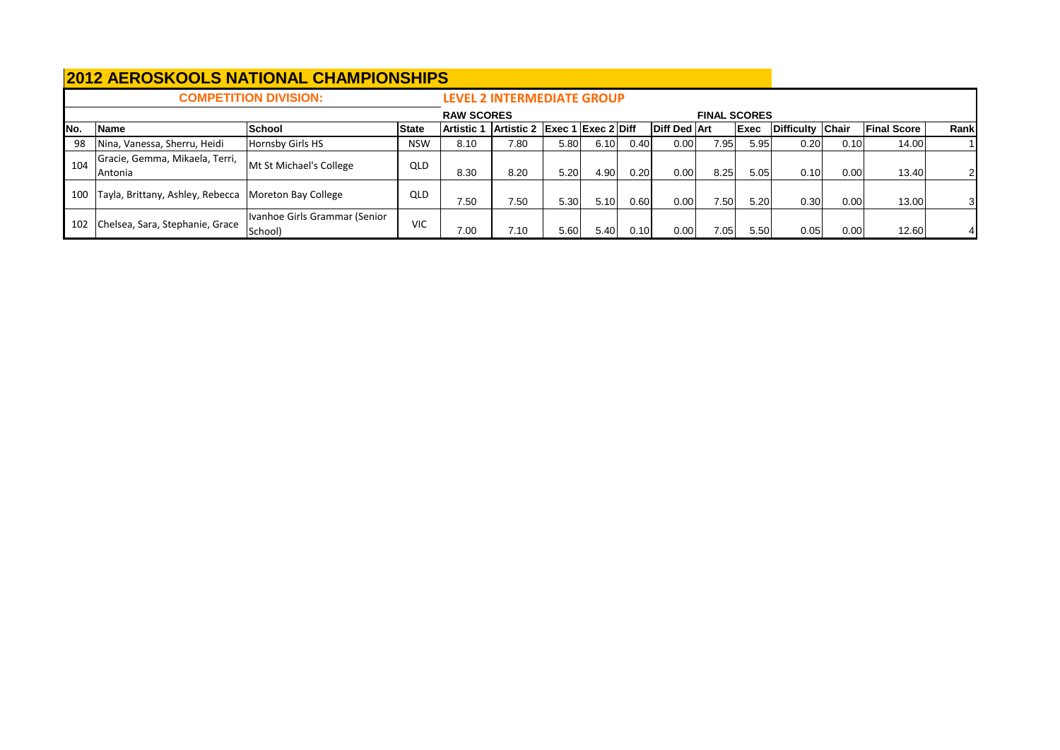# 2012 AEROSKOOLS NATIONAL CHAMPIONSHIPS

**COMPETITION DIVISION:** **LEVEL 2 INTERMEDIATE GROUP**

| | | | | RAW SCORES | | | | | | FINAL SCORES | | | | | |
|---|---|---|---|---|---|---|---|---|---|---|---|---|---|---|---|
| No. | Name | School | State | Artistic 1 | Artistic 2 | Exec 1 | Exec 2 | Diff | Diff Ded | Art | Exec | Difficulty | Chair | Final Score | Rank |
| 98 | Nina, Vanessa, Sherru, Heidi | Hornsby Girls HS | NSW | 8.10 | 7.80 | 5.80 | 6.10 | 0.40 | 0.00 | 7.95 | 5.95 | 0.20 | 0.10 | 14.00 | 1 |
| 104 | Gracie, Gemma, Mikaela, Terri, Antonia | Mt St Michael's College | QLD | 8.30 | 8.20 | 5.20 | 4.90 | 0.20 | 0.00 | 8.25 | 5.05 | 0.10 | 0.00 | 13.40 | 2 |
| 100 | Tayla, Brittany, Ashley, Rebecca | Moreton Bay College | QLD | 7.50 | 7.50 | 5.30 | 5.10 | 0.60 | 0.00 | 7.50 | 5.20 | 0.30 | 0.00 | 13.00 | 3 |
| 102 | Chelsea, Sara, Stephanie, Grace | Ivanhoe Girls Grammar (Senior School) | VIC | 7.00 | 7.10 | 5.60 | 5.40 | 0.10 | 0.00 | 7.05 | 5.50 | 0.05 | 0.00 | 12.60 | 4 |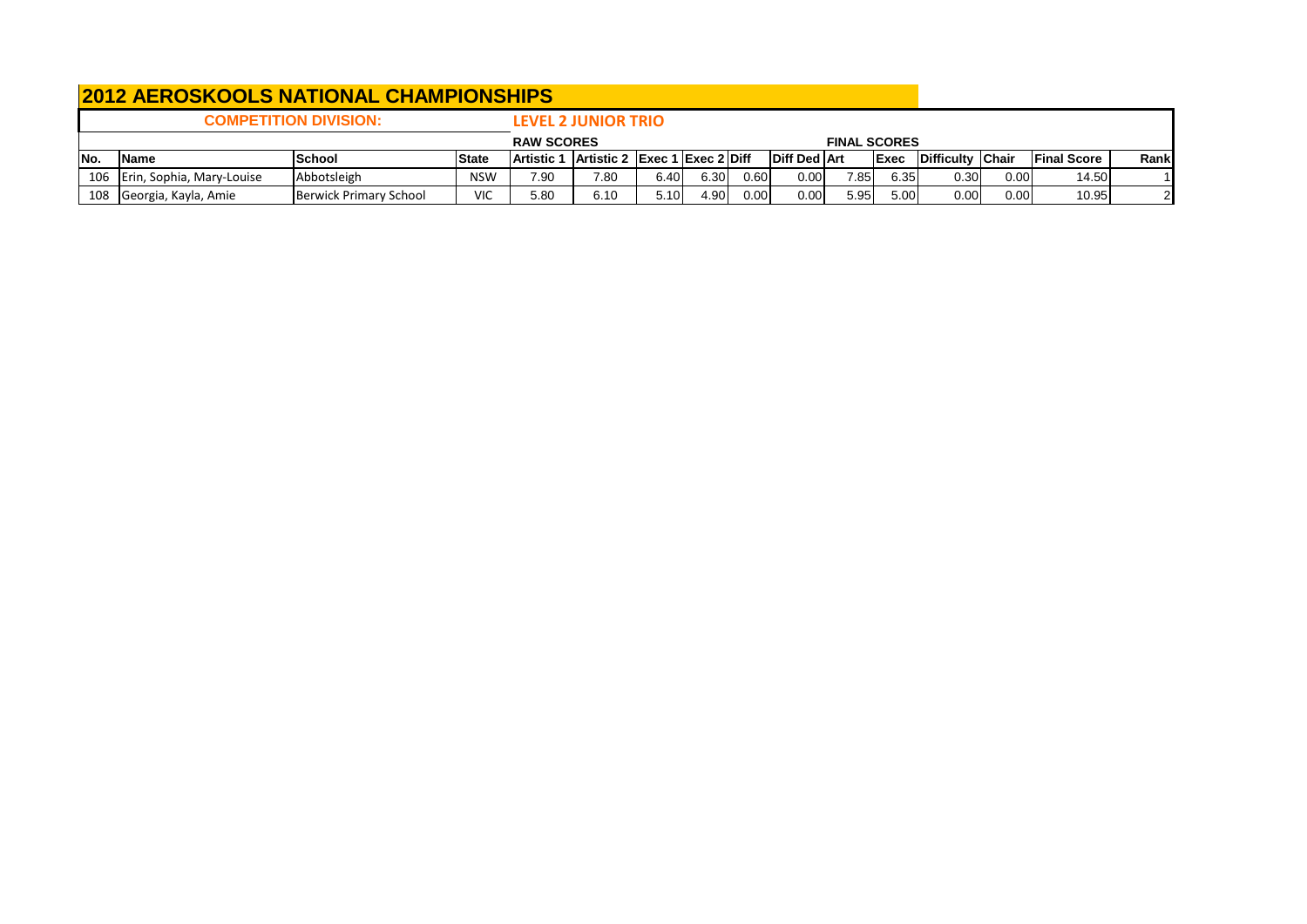# 2012 AEROSKOOLS NATIONAL CHAMPIONSHIPS

**COMPETITION DIVISION:** **LEVEL 2 JUNIOR TRIO**

| | | | | RAW SCORES | | | | | FINAL SCORES | | | | | | |
|---|---|---|---|---|---|---|---|---|---|---|---|---|---|---|---|
| No. | Name | School | State | Artistic 1 | Artistic 2 | Exec 1 | Exec 2 | Diff | Diff Ded | Art | Exec | Difficulty | Chair | Final Score | Rank |
| 106 | Erin, Sophia, Mary-Louise | Abbotsleigh | NSW | 7.90 | 7.80 | 6.40 | 6.30 | 0.60 | 0.00 | 7.85 | 6.35 | 0.30 | 0.00 | 14.50 | 1 |
| 108 | Georgia, Kayla, Amie | Berwick Primary School | VIC | 5.80 | 6.10 | 5.10 | 4.90 | 0.00 | 0.00 | 5.95 | 5.00 | 0.00 | 0.00 | 10.95 | 2 |